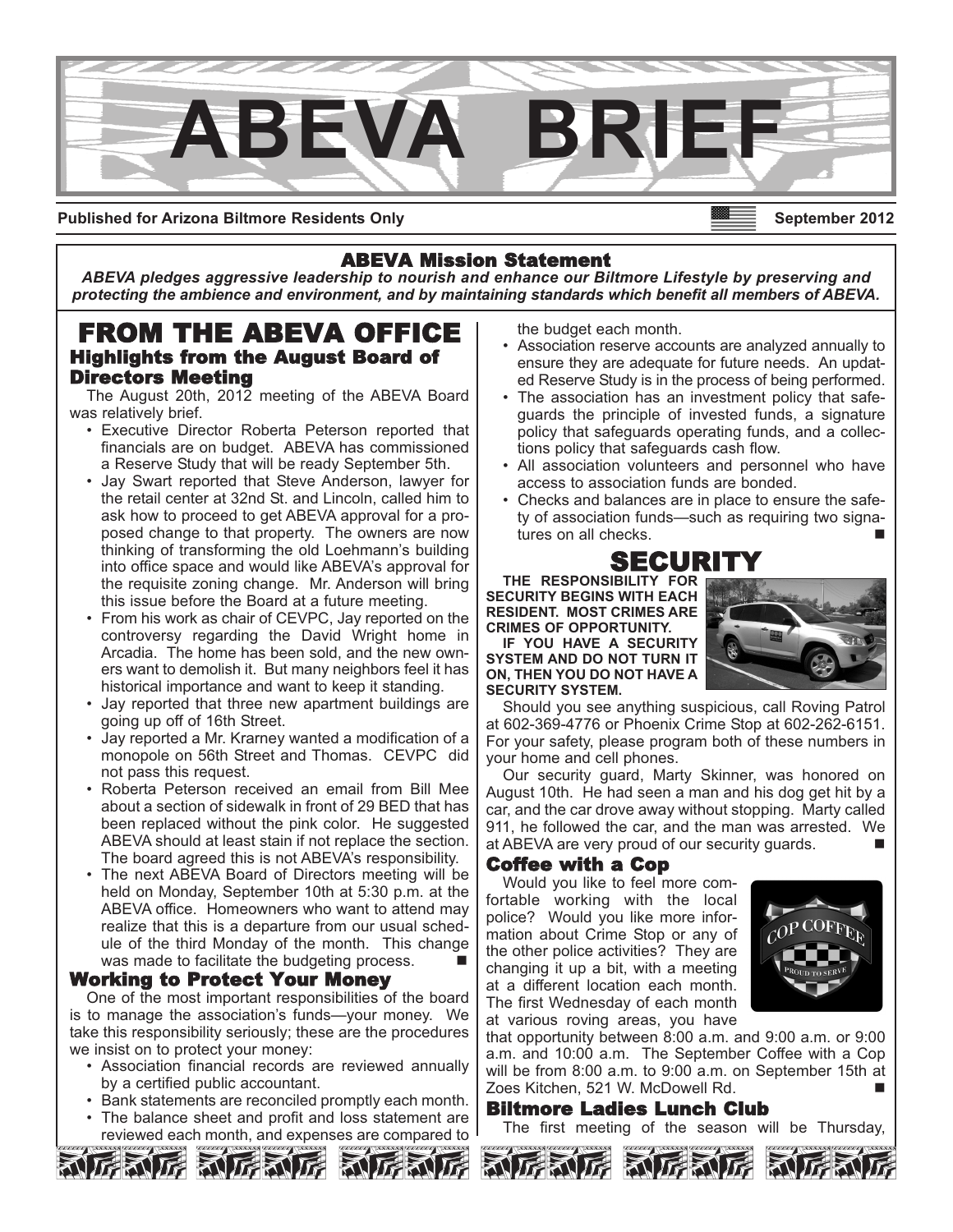# ABEVA BRIEF

**Published for Arizona Biltmore Residents Only** **September 2012**

## ABEVA Mission Statement

***ABEVA pledges aggressive leadership to nourish and enhance our Biltmore Lifestyle by preserving and protecting the ambience and environment, and by maintaining standards which benefit all members of ABEVA.***

# FROM THE ABEVA OFFICE

### Highlights from the August Board of Directors Meeting

The August 20th, 2012 meeting of the ABEVA Board was relatively brief.

- Executive Director Roberta Peterson reported that financials are on budget. ABEVA has commissioned a Reserve Study that will be ready September 5th.
- Jay Swart reported that Steve Anderson, lawyer for the retail center at 32nd St. and Lincoln, called him to ask how to proceed to get ABEVA approval for a proposed change to that property. The owners are now thinking of transforming the old Loehmann's building into office space and would like ABEVA's approval for the requisite zoning change. Mr. Anderson will bring this issue before the Board at a future meeting.
- From his work as chair of CEVPC, Jay reported on the controversy regarding the David Wright home in Arcadia. The home has been sold, and the new owners want to demolish it. But many neighbors feel it has historical importance and want to keep it standing.
- Jay reported that three new apartment buildings are going up off of 16th Street.
- Jay reported a Mr. Krarney wanted a modification of a monopole on 56th Street and Thomas. CEVPC did not pass this request.
- Roberta Peterson received an email from Bill Mee about a section of sidewalk in front of 29 BED that has been replaced without the pink color. He suggested ABEVA should at least stain if not replace the section. The board agreed this is not ABEVA's responsibility.
- The next ABEVA Board of Directors meeting will be held on Monday, September 10th at 5:30 p.m. at the ABEVA office. Homeowners who want to attend may realize that this is a departure from our usual schedule of the third Monday of the month. This change was made to facilitate the budgeting process. ■

### Working to Protect Your Money

One of the most important responsibilities of the board is to manage the association's funds—your money. We take this responsibility seriously; these are the procedures we insist on to protect your money:

- Association financial records are reviewed annually by a certified public accountant.
- Bank statements are reconciled promptly each month.
- The balance sheet and profit and loss statement are reviewed each month, and expenses are compared to the budget each month.
- Association reserve accounts are analyzed annually to ensure they are adequate for future needs. An updated Reserve Study is in the process of being performed.
- The association has an investment policy that safeguards the principle of invested funds, a signature policy that safeguards operating funds, and a collections policy that safeguards cash flow.
- All association volunteers and personnel who have access to association funds are bonded.
- Checks and balances are in place to ensure the safety of association funds—such as requiring two signatures on all checks. ■

# SECURITY

**THE RESPONSIBILITY FOR SECURITY BEGINS WITH EACH RESIDENT. MOST CRIMES ARE CRIMES OF OPPORTUNITY.**

**IF YOU HAVE A SECURITY SYSTEM AND DO NOT TURN IT ON, THEN YOU DO NOT HAVE A SECURITY SYSTEM.**

Should you see anything suspicious, call Roving Patrol at 602-369-4776 or Phoenix Crime Stop at 602-262-6151. For your safety, please program both of these numbers in your home and cell phones.

Our security guard, Marty Skinner, was honored on August 10th. He had seen a man and his dog get hit by a car, and the car drove away without stopping. Marty called 911, he followed the car, and the man was arrested. We at ABEVA are very proud of our security guards. ■

### Coffee with a Cop

Would you like to feel more comfortable working with the local police? Would you like more information about Crime Stop or any of the other police activities? They are changing it up a bit, with a meeting at a different location each month. The first Wednesday of each month at various roving areas, you have that opportunity between 8:00 a.m. and 9:00 a.m. or 9:00 a.m. and 10:00 a.m. The September Coffee with a Cop will be from 8:00 a.m. to 9:00 a.m. on September 15th at Zoes Kitchen, 521 W. McDowell Rd. ■

### Biltmore Ladies Lunch Club

The first meeting of the season will be Thursday,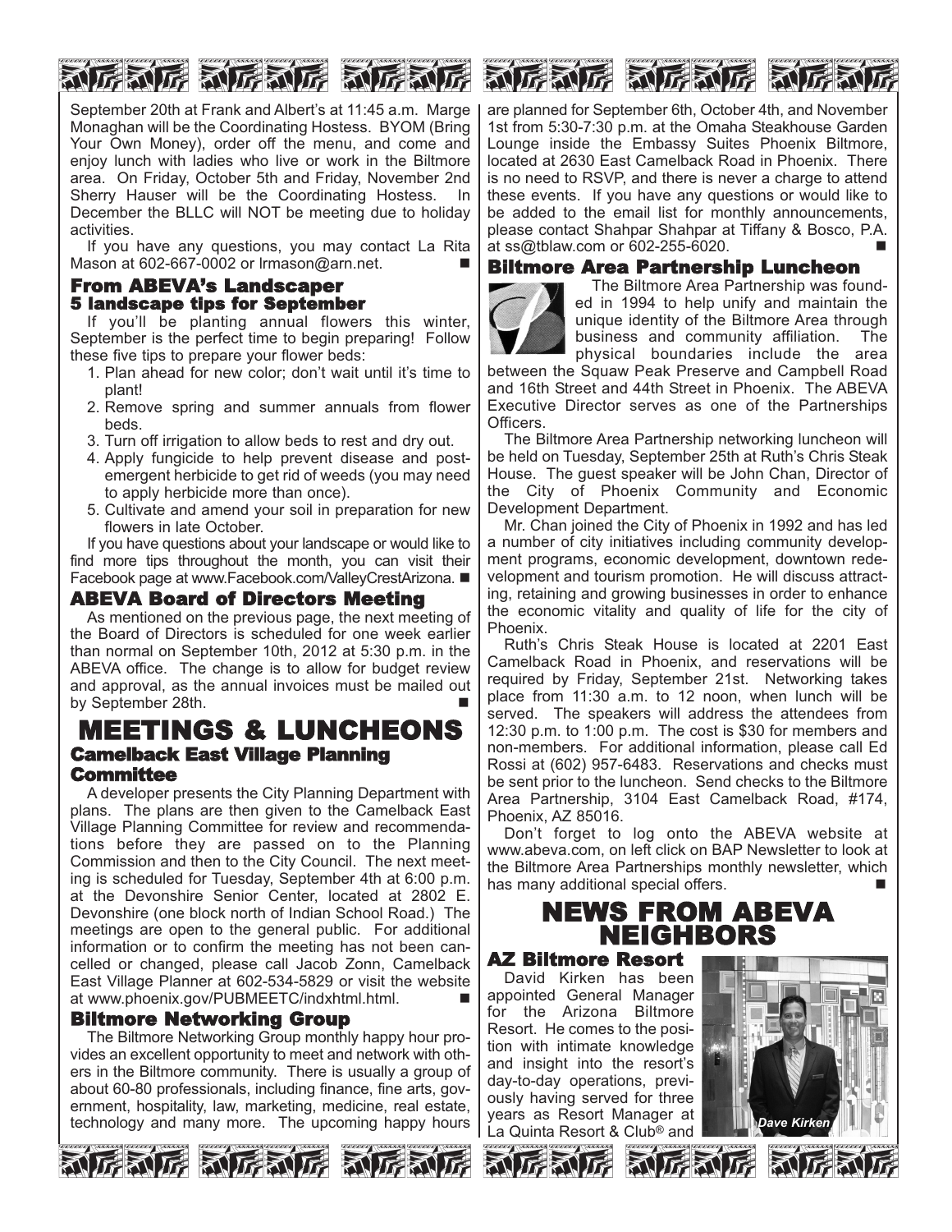September 20th at Frank and Albert's at 11:45 a.m. Marge Monaghan will be the Coordinating Hostess. BYOM (Bring Your Own Money), order off the menu, and come and enjoy lunch with ladies who live or work in the Biltmore area. On Friday, October 5th and Friday, November 2nd Sherry Hauser will be the Coordinating Hostess. In December the BLLC will NOT be meeting due to holiday activities.

If you have any questions, you may contact La Rita Mason at 602-667-0002 or lrmason@arn.net. ■

### From ABEVA's Landscaper
### 5 landscape tips for September

If you'll be planting annual flowers this winter, September is the perfect time to begin preparing! Follow these five tips to prepare your flower beds:

1. Plan ahead for new color; don't wait until it's time to plant!
2. Remove spring and summer annuals from flower beds.
3. Turn off irrigation to allow beds to rest and dry out.
4. Apply fungicide to help prevent disease and post-emergent herbicide to get rid of weeds (you may need to apply herbicide more than once).
5. Cultivate and amend your soil in preparation for new flowers in late October.

If you have questions about your landscape or would like to find more tips throughout the month, you can visit their Facebook page at www.Facebook.com/ValleyCrestArizona. ■

### ABEVA Board of Directors Meeting

As mentioned on the previous page, the next meeting of the Board of Directors is scheduled for one week earlier than normal on September 10th, 2012 at 5:30 p.m. in the ABEVA office. The change is to allow for budget review and approval, as the annual invoices must be mailed out by September 28th. ■

## MEETINGS & LUNCHEONS

### Camelback East Village Planning Committee

A developer presents the City Planning Department with plans. The plans are then given to the Camelback East Village Planning Committee for review and recommendations before they are passed on to the Planning Commission and then to the City Council. The next meeting is scheduled for Tuesday, September 4th at 6:00 p.m. at the Devonshire Senior Center, located at 2802 E. Devonshire (one block north of Indian School Road.) The meetings are open to the general public. For additional information or to confirm the meeting has not been cancelled or changed, please call Jacob Zonn, Camelback East Village Planner at 602-534-5829 or visit the website at www.phoenix.gov/PUBMEETC/indxhtml.html. ■

### Biltmore Networking Group

The Biltmore Networking Group monthly happy hour provides an excellent opportunity to meet and network with others in the Biltmore community. There is usually a group of about 60-80 professionals, including finance, fine arts, government, hospitality, law, marketing, medicine, real estate, technology and many more. The upcoming happy hours are planned for September 6th, October 4th, and November 1st from 5:30-7:30 p.m. at the Omaha Steakhouse Garden Lounge inside the Embassy Suites Phoenix Biltmore, located at 2630 East Camelback Road in Phoenix. There is no need to RSVP, and there is never a charge to attend these events. If you have any questions or would like to be added to the email list for monthly announcements, please contact Shahpar Shahpar at Tiffany & Bosco, P.A. at ss@tblaw.com or 602-255-6020. ■

### Biltmore Area Partnership Luncheon

The Biltmore Area Partnership was founded in 1994 to help unify and maintain the unique identity of the Biltmore Area through business and community affiliation. The physical boundaries include the area between the Squaw Peak Preserve and Campbell Road and 16th Street and 44th Street in Phoenix. The ABEVA Executive Director serves as one of the Partnerships Officers.

The Biltmore Area Partnership networking luncheon will be held on Tuesday, September 25th at Ruth's Chris Steak House. The guest speaker will be John Chan, Director of the City of Phoenix Community and Economic Development Department.

Mr. Chan joined the City of Phoenix in 1992 and has led a number of city initiatives including community development programs, economic development, downtown redevelopment and tourism promotion. He will discuss attracting, retaining and growing businesses in order to enhance the economic vitality and quality of life for the city of Phoenix.

Ruth's Chris Steak House is located at 2201 East Camelback Road in Phoenix, and reservations will be required by Friday, September 21st. Networking takes place from 11:30 a.m. to 12 noon, when lunch will be served. The speakers will address the attendees from 12:30 p.m. to 1:00 p.m. The cost is $30 for members and non-members. For additional information, please call Ed Rossi at (602) 957-6483. Reservations and checks must be sent prior to the luncheon. Send checks to the Biltmore Area Partnership, 3104 East Camelback Road, #174, Phoenix, AZ 85016.

Don't forget to log onto the ABEVA website at www.abeva.com, on left click on BAP Newsletter to look at the Biltmore Area Partnerships monthly newsletter, which has many additional special offers. ■

## NEWS FROM ABEVA NEIGHBORS

### AZ Biltmore Resort

David Kirken has been appointed General Manager for the Arizona Biltmore Resort. He comes to the position with intimate knowledge and insight into the resort's day-to-day operations, previously having served for three years as Resort Manager at La Quinta Resort & Club® and

*Dave Kirken*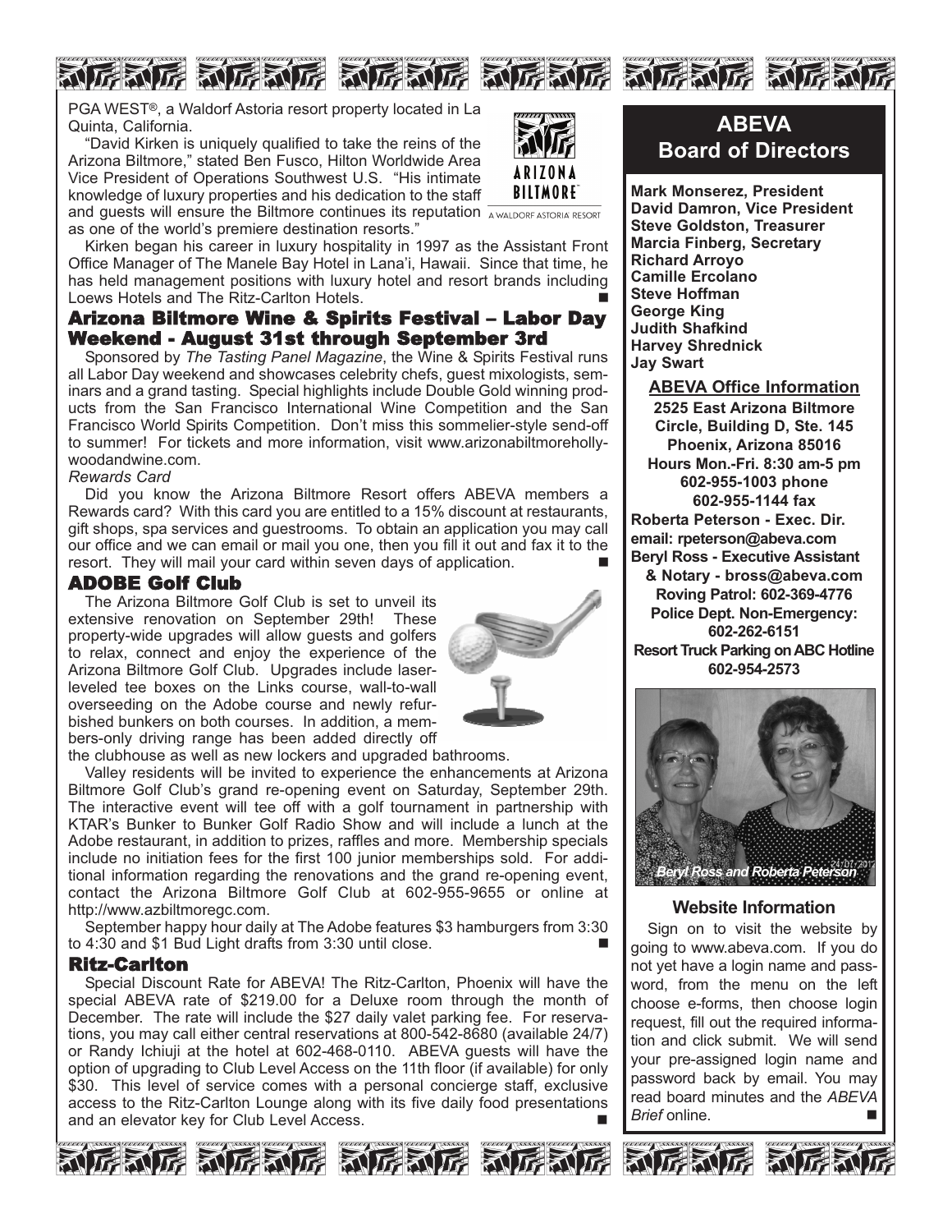PGA WEST®, a Waldorf Astoria resort property located in La Quinta, California.

"David Kirken is uniquely qualified to take the reins of the Arizona Biltmore," stated Ben Fusco, Hilton Worldwide Area Vice President of Operations Southwest U.S. "His intimate knowledge of luxury properties and his dedication to the staff and guests will ensure the Biltmore continues its reputation as one of the world's premiere destination resorts."

Kirken began his career in luxury hospitality in 1997 as the Assistant Front Office Manager of The Manele Bay Hotel in Lana'i, Hawaii. Since that time, he has held management positions with luxury hotel and resort brands including Loews Hotels and The Ritz-Carlton Hotels. ■

## Arizona Biltmore Wine & Spirits Festival – Labor Day Weekend - August 31st through September 3rd

Sponsored by *The Tasting Panel Magazine*, the Wine & Spirits Festival runs all Labor Day weekend and showcases celebrity chefs, guest mixologists, seminars and a grand tasting. Special highlights include Double Gold winning products from the San Francisco International Wine Competition and the San Francisco World Spirits Competition. Don't miss this sommelier-style send-off to summer! For tickets and more information, visit www.arizonabiltmorehollywoodandwine.com.

*Rewards Card*

Did you know the Arizona Biltmore Resort offers ABEVA members a Rewards card? With this card you are entitled to a 15% discount at restaurants, gift shops, spa services and guestrooms. To obtain an application you may call our office and we can email or mail you one, then you fill it out and fax it to the resort. They will mail your card within seven days of application. ■

## ADOBE Golf Club

The Arizona Biltmore Golf Club is set to unveil its extensive renovation on September 29th! These property-wide upgrades will allow guests and golfers to relax, connect and enjoy the experience of the Arizona Biltmore Golf Club. Upgrades include laser-leveled tee boxes on the Links course, wall-to-wall overseeding on the Adobe course and newly refurbished bunkers on both courses. In addition, a members-only driving range has been added directly off the clubhouse as well as new lockers and upgraded bathrooms.

Valley residents will be invited to experience the enhancements at Arizona Biltmore Golf Club's grand re-opening event on Saturday, September 29th. The interactive event will tee off with a golf tournament in partnership with KTAR's Bunker to Bunker Golf Radio Show and will include a lunch at the Adobe restaurant, in addition to prizes, raffles and more. Membership specials include no initiation fees for the first 100 junior memberships sold. For additional information regarding the renovations and the grand re-opening event, contact the Arizona Biltmore Golf Club at 602-955-9655 or online at http://www.azbiltmoregc.com.

September happy hour daily at The Adobe features $3 hamburgers from 3:30 to 4:30 and $1 Bud Light drafts from 3:30 until close. ■

## Ritz-Carlton

Special Discount Rate for ABEVA! The Ritz-Carlton, Phoenix will have the special ABEVA rate of $219.00 for a Deluxe room through the month of December. The rate will include the $27 daily valet parking fee. For reservations, you may call either central reservations at 800-542-8680 (available 24/7) or Randy Ichiuji at the hotel at 602-468-0110. ABEVA guests will have the option of upgrading to Club Level Access on the 11th floor (if available) for only $30. This level of service comes with a personal concierge staff, exclusive access to the Ritz-Carlton Lounge along with its five daily food presentations and an elevator key for Club Level Access. ■

## ABEVA Board of Directors

**Mark Monserez, President**
**David Damron, Vice President**
**Steve Goldston, Treasurer**
**Marcia Finberg, Secretary**
**Richard Arroyo**
**Camille Ercolano**
**Steve Hoffman**
**George King**
**Judith Shafkind**
**Harvey Shrednick**
**Jay Swart**

### ABEVA Office Information

**2525 East Arizona Biltmore Circle, Building D, Ste. 145**
**Phoenix, Arizona 85016**
**Hours Mon.-Fri. 8:30 am-5 pm**
**602-955-1003 phone**
**602-955-1144 fax**
**Roberta Peterson - Exec. Dir.**
**email: rpeterson@abeva.com**
**Beryl Ross - Executive Assistant & Notary - bross@abeva.com**
**Roving Patrol: 602-369-4776**
**Police Dept. Non-Emergency: 602-262-6151**
**Resort Truck Parking on ABC Hotline 602-954-2573**

*Beryl Ross and Roberta Peterson*

### Website Information

Sign on to visit the website by going to www.abeva.com. If you do not yet have a login name and password, from the menu on the left choose e-forms, then choose login request, fill out the required information and click submit. We will send your pre-assigned login name and password back by email. You may read board minutes and the *ABEVA Brief* online. ■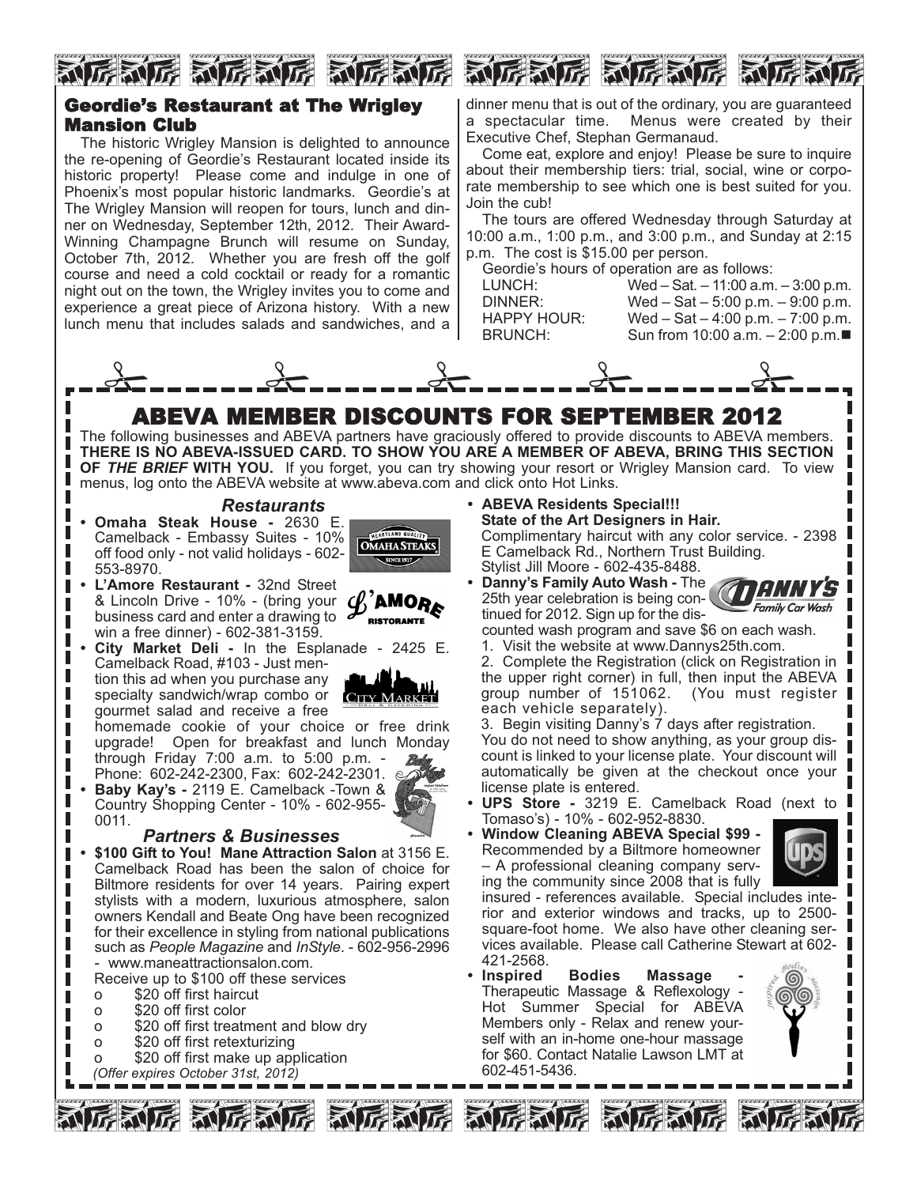## Geordie's Restaurant at The Wrigley Mansion Club

The historic Wrigley Mansion is delighted to announce the re-opening of Geordie's Restaurant located inside its historic property! Please come and indulge in one of Phoenix's most popular historic landmarks. Geordie's at The Wrigley Mansion will reopen for tours, lunch and dinner on Wednesday, September 12th, 2012. Their Award-Winning Champagne Brunch will resume on Sunday, October 7th, 2012. Whether you are fresh off the golf course and need a cold cocktail or ready for a romantic night out on the town, the Wrigley invites you to come and experience a great piece of Arizona history. With a new lunch menu that includes salads and sandwiches, and a dinner menu that is out of the ordinary, you are guaranteed a spectacular time. Menus were created by their Executive Chef, Stephan Germanaud.

Come eat, explore and enjoy! Please be sure to inquire about their membership tiers: trial, social, wine or corporate membership to see which one is best suited for you. Join the cub!

The tours are offered Wednesday through Saturday at 10:00 a.m., 1:00 p.m., and 3:00 p.m., and Sunday at 2:15 p.m. The cost is $15.00 per person.

Geordie's hours of operation are as follows:

| | |
|---|---|
| LUNCH: | Wed – Sat. – 11:00 a.m. – 3:00 p.m. |
| DINNER: | Wed – Sat – 5:00 p.m. – 9:00 p.m. |
| HAPPY HOUR: | Wed – Sat – 4:00 p.m. – 7:00 p.m. |
| BRUNCH: | Sun from 10:00 a.m. – 2:00 p.m. ■ |

## ABEVA MEMBER DISCOUNTS FOR SEPTEMBER 2012

The following businesses and ABEVA partners have graciously offered to provide discounts to ABEVA members. **THERE IS NO ABEVA-ISSUED CARD. TO SHOW YOU ARE A MEMBER OF ABEVA, BRING THIS SECTION OF *THE BRIEF* WITH YOU.** If you forget, you can try showing your resort or Wrigley Mansion card. To view menus, log onto the ABEVA website at www.abeva.com and click onto Hot Links.

### *Restaurants*

- **Omaha Steak House -** 2630 E. Camelback - Embassy Suites - 10% off food only - not valid holidays - 602-553-8970.
- **L'Amore Restaurant -** 32nd Street & Lincoln Drive - 10% - (bring your business card and enter a drawing to win a free dinner) - 602-381-3159.
- **City Market Deli -** In the Esplanade - 2425 E. Camelback Road, #103 - Just mention this ad when you purchase any specialty sandwich/wrap combo or gourmet salad and receive a free homemade cookie of your choice or free drink upgrade! Open for breakfast and lunch Monday through Friday 7:00 a.m. to 5:00 p.m. - Phone: 602-242-2300, Fax: 602-242-2301.
- **Baby Kay's -** 2119 E. Camelback -Town & Country Shopping Center - 10% - 602-955-0011.

### *Partners & Businesses*

- **$100 Gift to You! Mane Attraction Salon** at 3156 E. Camelback Road has been the salon of choice for Biltmore residents for over 14 years. Pairing expert stylists with a modern, luxurious atmosphere, salon owners Kendall and Beate Ong have been recognized for their excellence in styling from national publications such as *People Magazine* and *InStyle*. - 602-956-2996 - www.maneattractionsalon.com.
  Receive up to $100 off these services
  - o $20 off first haircut
  - o $20 off first color
  - o $20 off first treatment and blow dry
  - o $20 off first retexturizing
  - o $20 off first make up application

  *(Offer expires October 31st, 2012)*
- **ABEVA Residents Special!!! State of the Art Designers in Hair.** Complimentary haircut with any color service. - 2398 E Camelback Rd., Northern Trust Building. Stylist Jill Moore - 602-435-8488.
- **Danny's Family Auto Wash -** The 25th year celebration is being continued for 2012. Sign up for the discounted wash program and save $6 on each wash.
  1. Visit the website at www.Dannys25th.com.
  2. Complete the Registration (click on Registration in the upper right corner) in full, then input the ABEVA group number of 151062. (You must register each vehicle separately).
  3. Begin visiting Danny's 7 days after registration.

  You do not need to show anything, as your group discount is linked to your license plate. Your discount will automatically be given at the checkout once your license plate is entered.
- **UPS Store -** 3219 E. Camelback Road (next to Tomaso's) - 10% - 602-952-8830.
- **Window Cleaning ABEVA Special $99 -** Recommended by a Biltmore homeowner – A professional cleaning company serving the community since 2008 that is fully insured - references available. Special includes interior and exterior windows and tracks, up to 2500-square-foot home. We also have other cleaning services available. Please call Catherine Stewart at 602-421-2568.
- **Inspired Bodies Massage -** Therapeutic Massage & Reflexology - Hot Summer Special for ABEVA Members only - Relax and renew yourself with an in-home one-hour massage for $60. Contact Natalie Lawson LMT at 602-451-5436.